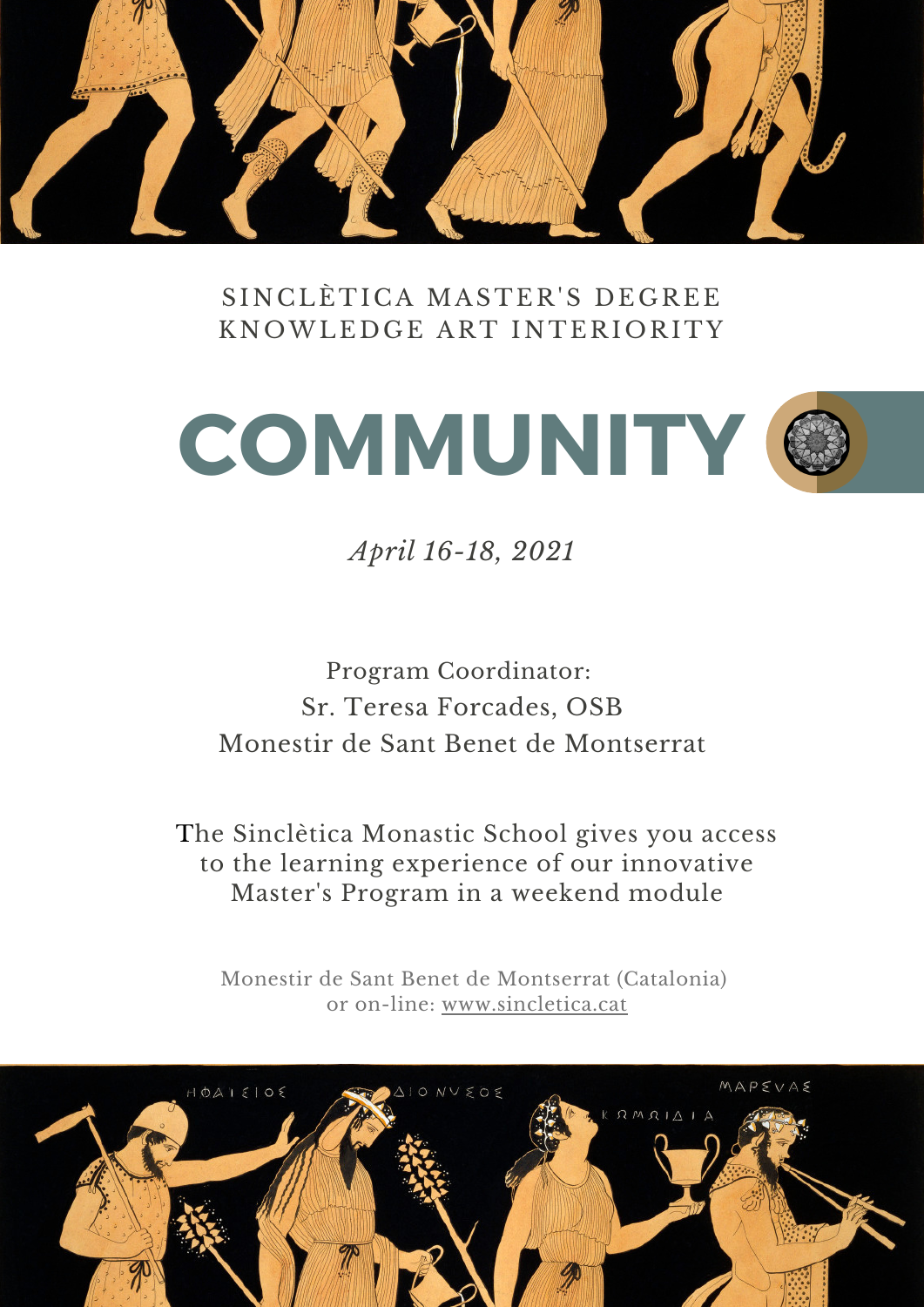SINCLÈTICA MASTER'S DEGREE
KNOWLEDGE ART INTERIORITY

# COMMUNITY

*April 16-18, 2021*

Program Coordinator:
Sr. Teresa Forcades, OSB
Monestir de Sant Benet de Montserrat

The Sinclètica Monastic School gives you access to the learning experience of our innovative Master's Program in a weekend module

Monestir de Sant Benet de Montserrat (Catalonia)
or on-line: www.sincletica.cat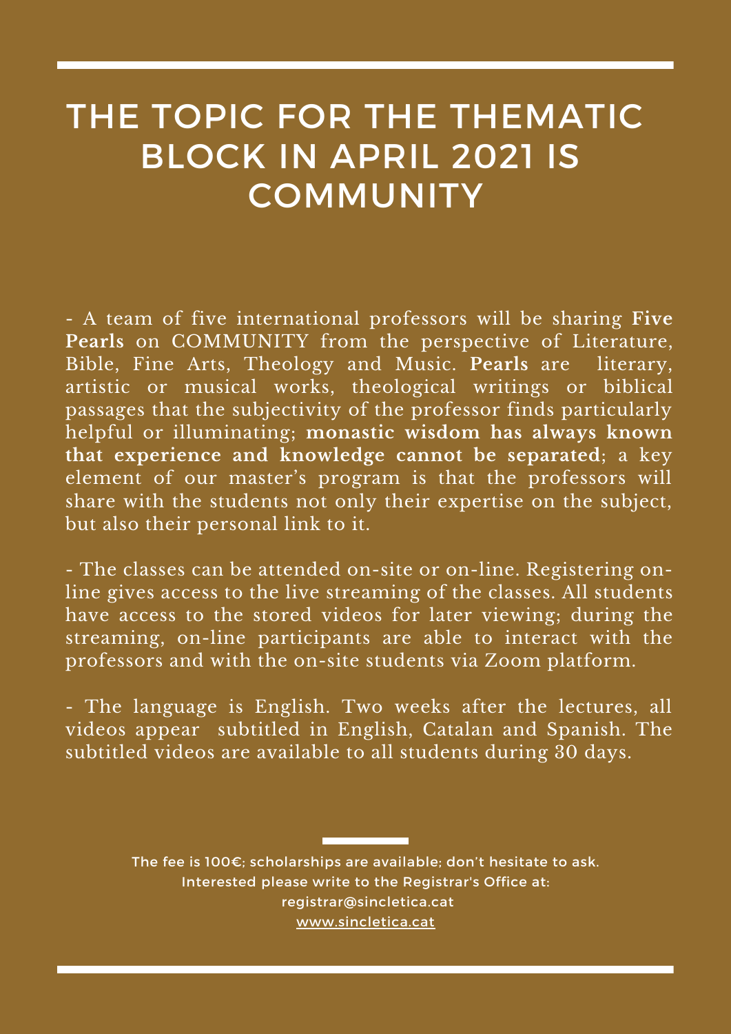# THE TOPIC FOR THE THEMATIC BLOCK IN APRIL 2021 IS COMMUNITY

- A team of five international professors will be sharing **Five Pearls** on COMMUNITY from the perspective of Literature, Bible, Fine Arts, Theology and Music. **Pearls** are literary, artistic or musical works, theological writings or biblical passages that the subjectivity of the professor finds particularly helpful or illuminating; **monastic wisdom has always known that experience and knowledge cannot be separated**; a key element of our master's program is that the professors will share with the students not only their expertise on the subject, but also their personal link to it.

- The classes can be attended on-site or on-line. Registering on-line gives access to the live streaming of the classes. All students have access to the stored videos for later viewing; during the streaming, on-line participants are able to interact with the professors and with the on-site students via Zoom platform.

- The language is English. Two weeks after the lectures, all videos appear subtitled in English, Catalan and Spanish. The subtitled videos are available to all students during 30 days.

The fee is 100€; scholarships are available; don't hesitate to ask.
Interested please write to the Registrar's Office at:
registrar@sincletica.cat
www.sincletica.cat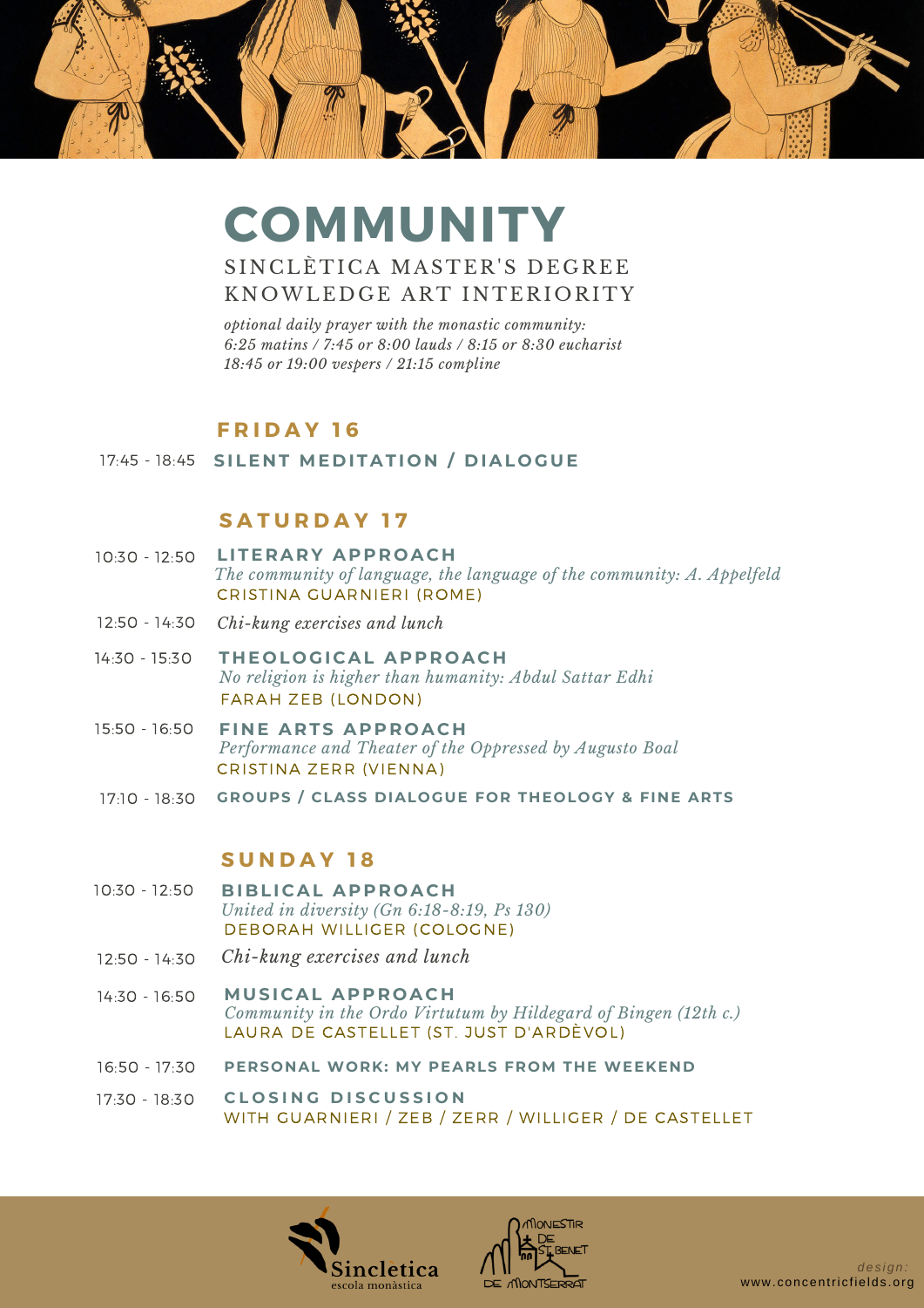# COMMUNITY

SINCLÈTICA MASTER'S DEGREE
KNOWLEDGE ART INTERIORITY

*optional daily prayer with the monastic community:*
*6:25 matins / 7:45 or 8:00 lauds / 8:15 or 8:30 eucharist*
*18:45 or 19:00 vespers / 21:15 compline*

## FRIDAY 16

17:45 - 18:45 **SILENT MEDITATION / DIALOGUE**

## SATURDAY 17

10:30 - 12:50 **LITERARY APPROACH**
*The community of language, the language of the community: A. Appelfeld*
CRISTINA GUARNIERI (ROME)

12:50 - 14:30 *Chi-kung exercises and lunch*

14:30 - 15:30 **THEOLOGICAL APPROACH**
*No religion is higher than humanity: Abdul Sattar Edhi*
FARAH ZEB (LONDON)

15:50 - 16:50 **FINE ARTS APPROACH**
*Performance and Theater of the Oppressed by Augusto Boal*
CRISTINA ZERR (VIENNA)

17:10 - 18:30 **GROUPS / CLASS DIALOGUE FOR THEOLOGY & FINE ARTS**

## SUNDAY 18

10:30 - 12:50 **BIBLICAL APPROACH**
*United in diversity (Gn 6:18-8:19, Ps 130)*
DEBORAH WILLIGER (COLOGNE)

12:50 - 14:30 *Chi-kung exercises and lunch*

14:30 - 16:50 **MUSICAL APPROACH**
*Community in the Ordo Virtutum by Hildegard of Bingen (12th c.)*
LAURA DE CASTELLET (ST. JUST D'ARDÈVOL)

16:50 - 17:30 **PERSONAL WORK: MY PEARLS FROM THE WEEKEND**

17:30 - 18:30 **CLOSING DISCUSSION**
WITH GUARNIERI / ZEB / ZERR / WILLIGER / DE CASTELLET

Sincletica
escola monàstica

MONESTIR DE ST. BENET DE MONTSERRAT

design:
www.concentricfields.org